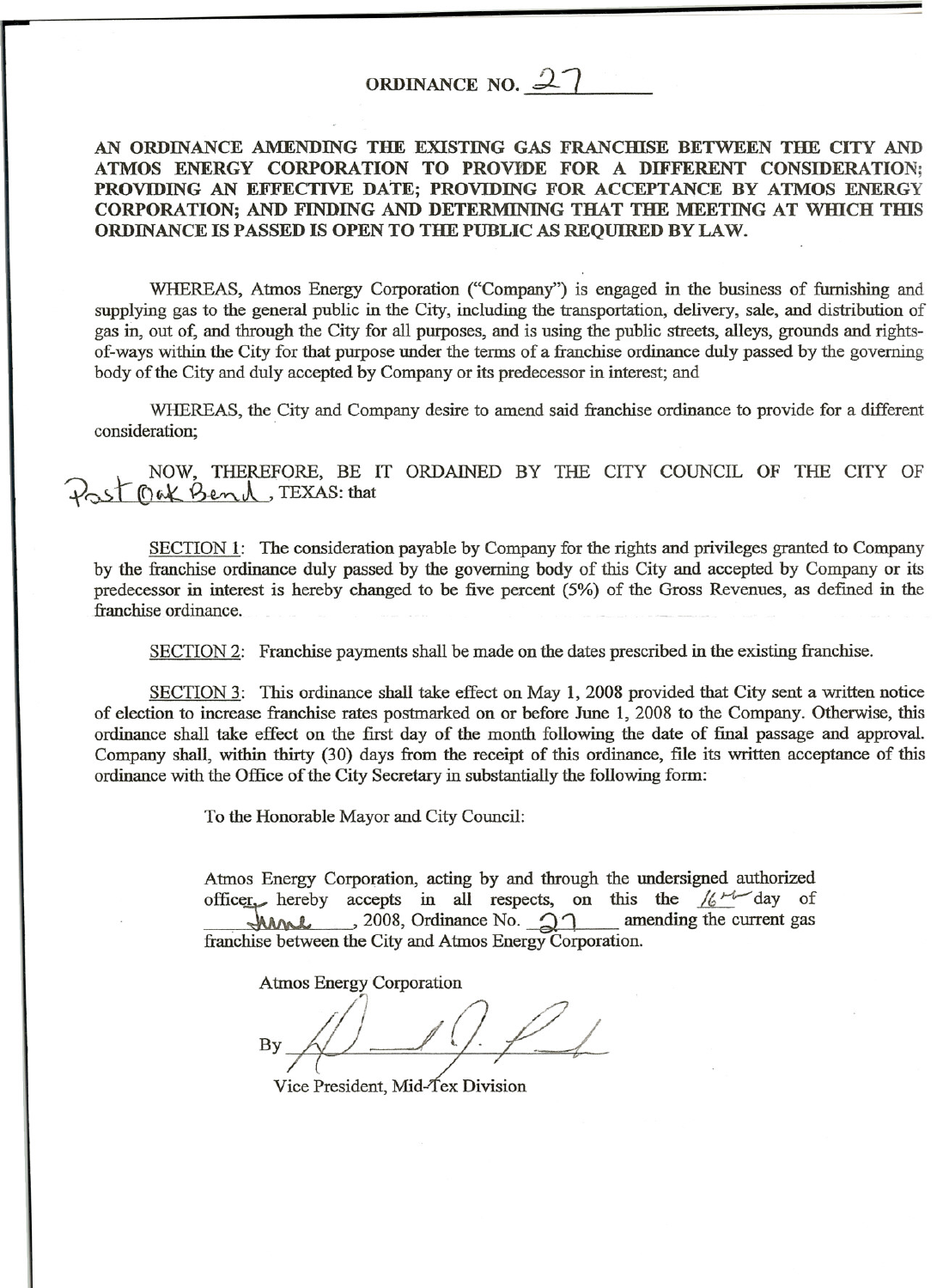# ORDINANCE NO. 27

**AN ORDINANCE AMENDING THE EXISTING GAS FRANCHISE BETWEEN THE CITY AND ATMOS ENERGY CORPORATION TO PROVIDE FOR A DIFFERENT CONSIDERATION; PROVIDING AN EFFECTIVE DATE; PROVIDING FOR ACCEPTANCE BY ATMOS ENERGY CORPORATION; AND FINDING AND DETERMINING THAT THE MEETING AT WHICH THIS ORDINANCE IS PASSED IS OPEN TO THE PUBLIC AS REQUIRED BY LAW.**

WHEREAS, Atmos Energy Corporation ("Company") is engaged in the business of furnishing and supplying gas to the general public in the City, including the transportation, delivery, sale, and distribution of gas in, out of, and through the City for all purposes, and is using the public streets, alleys, grounds and rights-of-ways within the City for that purpose under the terms of a franchise ordinance duly passed by the governing body of the City and duly accepted by Company or its predecessor in interest; and

WHEREAS, the City and Company desire to amend said franchise ordinance to provide for a different consideration;

NOW, THEREFORE, BE IT ORDAINED BY THE CITY COUNCIL OF THE CITY OF Post Oak Bend, TEXAS: that

SECTION 1: The consideration payable by Company for the rights and privileges granted to Company by the franchise ordinance duly passed by the governing body of this City and accepted by Company or its predecessor in interest is hereby changed to be five percent (5%) of the Gross Revenues, as defined in the franchise ordinance.

SECTION 2: Franchise payments shall be made on the dates prescribed in the existing franchise.

SECTION 3: This ordinance shall take effect on May 1, 2008 provided that City sent a written notice of election to increase franchise rates postmarked on or before June 1, 2008 to the Company. Otherwise, this ordinance shall take effect on the first day of the month following the date of final passage and approval. Company shall, within thirty (30) days from the receipt of this ordinance, file its written acceptance of this ordinance with the Office of the City Secretary in substantially the following form:

> To the Honorable Mayor and City Council:
>
> Atmos Energy Corporation, acting by and through the undersigned authorized officer, hereby accepts in all respects, on this the 16th day of June, 2008, Ordinance No. 27 amending the current gas franchise between the City and Atmos Energy Corporation.
>
> Atmos Energy Corporation
>
> By [signature]
>
> Vice President, Mid-Tex Division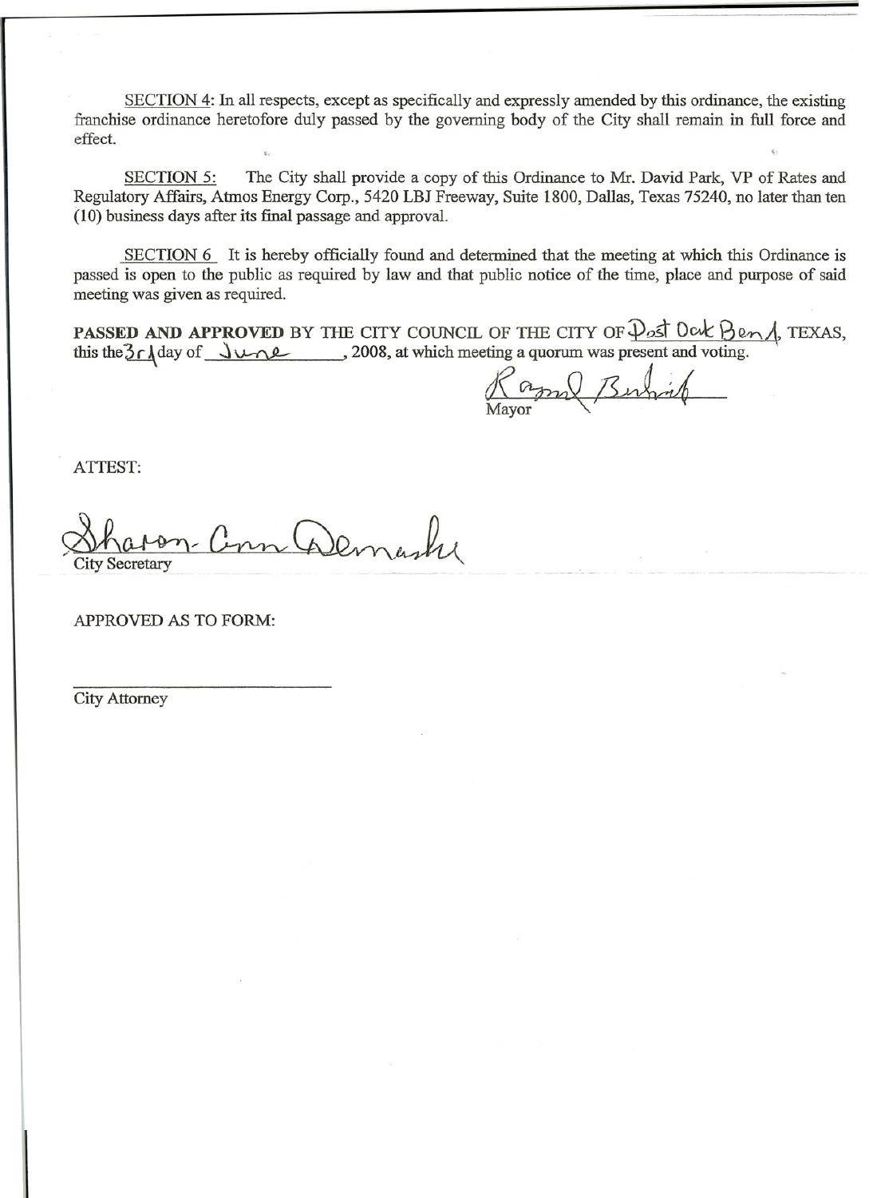SECTION 4: In all respects, except as specifically and expressly amended by this ordinance, the existing franchise ordinance heretofore duly passed by the governing body of the City shall remain in full force and effect.

SECTION 5: The City shall provide a copy of this Ordinance to Mr. David Park, VP of Rates and Regulatory Affairs, Atmos Energy Corp., 5420 LBJ Freeway, Suite 1800, Dallas, Texas 75240, no later than ten (10) business days after its final passage and approval.

SECTION 6 It is hereby officially found and determined that the meeting at which this Ordinance is passed is open to the public as required by law and that public notice of the time, place and purpose of said meeting was given as required.

**PASSED AND APPROVED** BY THE CITY COUNCIL OF THE CITY OF Post Oak Bend, TEXAS, this the 3rd day of June, 2008, at which meeting a quorum was present and voting.

Rand Bushiel
Mayor

ATTEST:

Sharon Ann Demashe
City Secretary

APPROVED AS TO FORM:

\_\_\_\_\_\_\_\_\_\_\_\_\_\_\_\_\_\_\_\_\_\_\_\_\_\_\_\_

City Attorney